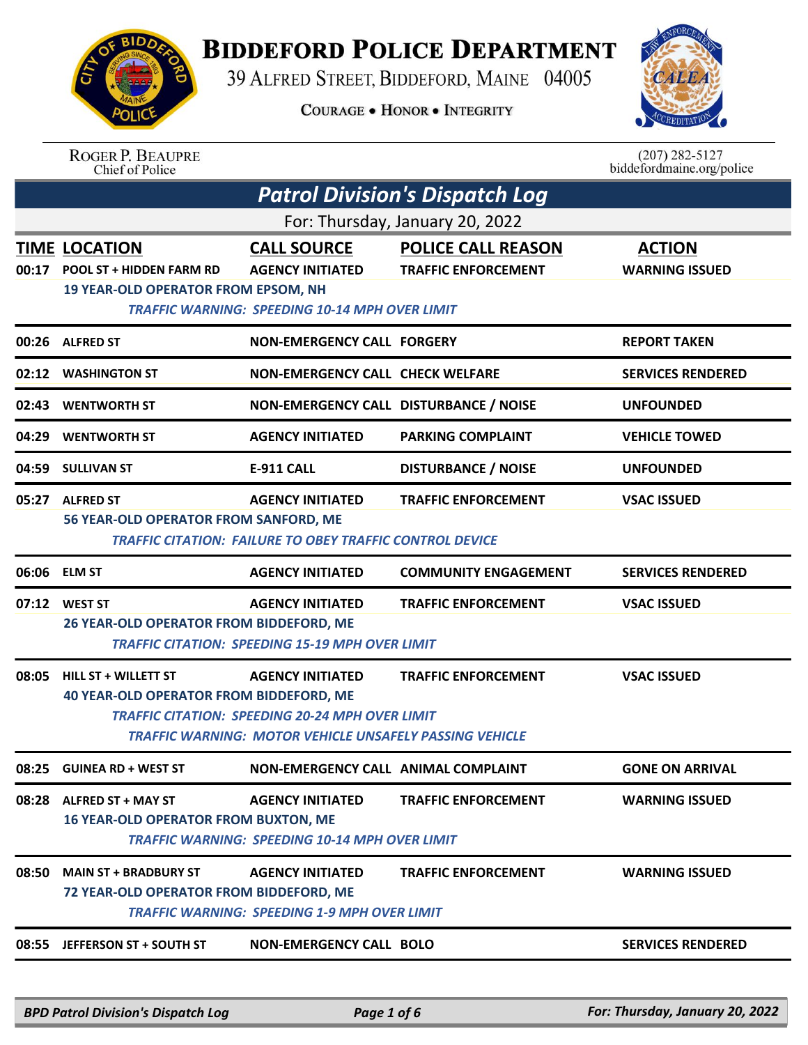# Biddeford Police Department

39 Alfred Street, Biddeford, Maine 04005

Courage • Honor • Integrity

Roger P. Beaupre
Chief of Police

(207) 282-5127
biddefordmaine.org/police

## Patrol Division's Dispatch Log

For: Thursday, January 20, 2022

| TIME | LOCATION | CALL SOURCE | POLICE CALL REASON | ACTION |
|---|---|---|---|---|
| 00:17 | POOL ST + HIDDEN FARM RD | AGENCY INITIATED | TRAFFIC ENFORCEMENT | WARNING ISSUED |
| | 19 YEAR-OLD OPERATOR FROM EPSOM, NH | | | |
| | *TRAFFIC WARNING: SPEEDING 10-14 MPH OVER LIMIT* | | | |
| 00:26 | ALFRED ST | NON-EMERGENCY CALL | FORGERY | REPORT TAKEN |
| 02:12 | WASHINGTON ST | NON-EMERGENCY CALL | CHECK WELFARE | SERVICES RENDERED |
| 02:43 | WENTWORTH ST | NON-EMERGENCY CALL | DISTURBANCE / NOISE | UNFOUNDED |
| 04:29 | WENTWORTH ST | AGENCY INITIATED | PARKING COMPLAINT | VEHICLE TOWED |
| 04:59 | SULLIVAN ST | E-911 CALL | DISTURBANCE / NOISE | UNFOUNDED |
| 05:27 | ALFRED ST | AGENCY INITIATED | TRAFFIC ENFORCEMENT | VSAC ISSUED |
| | 56 YEAR-OLD OPERATOR FROM SANFORD, ME | | | |
| | *TRAFFIC CITATION: FAILURE TO OBEY TRAFFIC CONTROL DEVICE* | | | |
| 06:06 | ELM ST | AGENCY INITIATED | COMMUNITY ENGAGEMENT | SERVICES RENDERED |
| 07:12 | WEST ST | AGENCY INITIATED | TRAFFIC ENFORCEMENT | VSAC ISSUED |
| | 26 YEAR-OLD OPERATOR FROM BIDDEFORD, ME | | | |
| | *TRAFFIC CITATION: SPEEDING 15-19 MPH OVER LIMIT* | | | |
| 08:05 | HILL ST + WILLETT ST | AGENCY INITIATED | TRAFFIC ENFORCEMENT | VSAC ISSUED |
| | 40 YEAR-OLD OPERATOR FROM BIDDEFORD, ME | | | |
| | *TRAFFIC CITATION: SPEEDING 20-24 MPH OVER LIMIT* | | | |
| | *TRAFFIC WARNING: MOTOR VEHICLE UNSAFELY PASSING VEHICLE* | | | |
| 08:25 | GUINEA RD + WEST ST | NON-EMERGENCY CALL | ANIMAL COMPLAINT | GONE ON ARRIVAL |
| 08:28 | ALFRED ST + MAY ST | AGENCY INITIATED | TRAFFIC ENFORCEMENT | WARNING ISSUED |
| | 16 YEAR-OLD OPERATOR FROM BUXTON, ME | | | |
| | *TRAFFIC WARNING: SPEEDING 10-14 MPH OVER LIMIT* | | | |
| 08:50 | MAIN ST + BRADBURY ST | AGENCY INITIATED | TRAFFIC ENFORCEMENT | WARNING ISSUED |
| | 72 YEAR-OLD OPERATOR FROM BIDDEFORD, ME | | | |
| | *TRAFFIC WARNING: SPEEDING 1-9 MPH OVER LIMIT* | | | |
| 08:55 | JEFFERSON ST + SOUTH ST | NON-EMERGENCY CALL | BOLO | SERVICES RENDERED |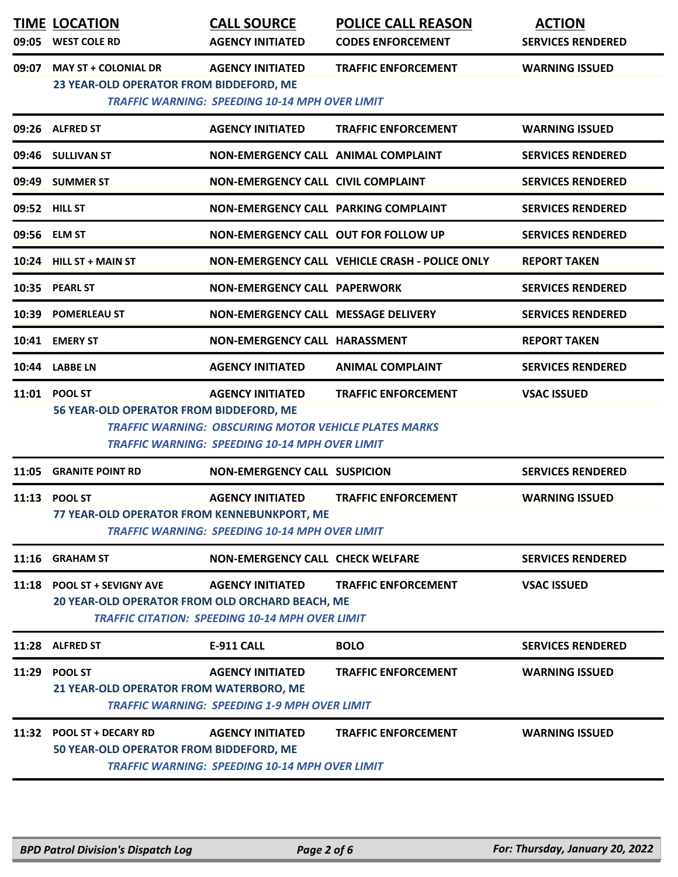| TIME | LOCATION | CALL SOURCE | POLICE CALL REASON | ACTION |
|---|---|---|---|---|
| 09:05 | WEST COLE RD | AGENCY INITIATED | CODES ENFORCEMENT | SERVICES RENDERED |
| 09:07 | MAY ST + COLONIAL DR | AGENCY INITIATED | TRAFFIC ENFORCEMENT | WARNING ISSUED |
| | 23 YEAR-OLD OPERATOR FROM BIDDEFORD, ME | | | |
| | *TRAFFIC WARNING: SPEEDING 10-14 MPH OVER LIMIT* | | | |
| 09:26 | ALFRED ST | AGENCY INITIATED | TRAFFIC ENFORCEMENT | WARNING ISSUED |
| 09:46 | SULLIVAN ST | NON-EMERGENCY CALL | ANIMAL COMPLAINT | SERVICES RENDERED |
| 09:49 | SUMMER ST | NON-EMERGENCY CALL | CIVIL COMPLAINT | SERVICES RENDERED |
| 09:52 | HILL ST | NON-EMERGENCY CALL | PARKING COMPLAINT | SERVICES RENDERED |
| 09:56 | ELM ST | NON-EMERGENCY CALL | OUT FOR FOLLOW UP | SERVICES RENDERED |
| 10:24 | HILL ST + MAIN ST | NON-EMERGENCY CALL | VEHICLE CRASH - POLICE ONLY | REPORT TAKEN |
| 10:35 | PEARL ST | NON-EMERGENCY CALL | PAPERWORK | SERVICES RENDERED |
| 10:39 | POMERLEAU ST | NON-EMERGENCY CALL | MESSAGE DELIVERY | SERVICES RENDERED |
| 10:41 | EMERY ST | NON-EMERGENCY CALL | HARASSMENT | REPORT TAKEN |
| 10:44 | LABBE LN | AGENCY INITIATED | ANIMAL COMPLAINT | SERVICES RENDERED |
| 11:01 | POOL ST | AGENCY INITIATED | TRAFFIC ENFORCEMENT | VSAC ISSUED |
| | 56 YEAR-OLD OPERATOR FROM BIDDEFORD, ME | | | |
| | *TRAFFIC WARNING: OBSCURING MOTOR VEHICLE PLATES MARKS* | | | |
| | *TRAFFIC WARNING: SPEEDING 10-14 MPH OVER LIMIT* | | | |
| 11:05 | GRANITE POINT RD | NON-EMERGENCY CALL | SUSPICION | SERVICES RENDERED |
| 11:13 | POOL ST | AGENCY INITIATED | TRAFFIC ENFORCEMENT | WARNING ISSUED |
| | 77 YEAR-OLD OPERATOR FROM KENNEBUNKPORT, ME | | | |
| | *TRAFFIC WARNING: SPEEDING 10-14 MPH OVER LIMIT* | | | |
| 11:16 | GRAHAM ST | NON-EMERGENCY CALL | CHECK WELFARE | SERVICES RENDERED |
| 11:18 | POOL ST + SEVIGNY AVE | AGENCY INITIATED | TRAFFIC ENFORCEMENT | VSAC ISSUED |
| | 20 YEAR-OLD OPERATOR FROM OLD ORCHARD BEACH, ME | | | |
| | *TRAFFIC CITATION: SPEEDING 10-14 MPH OVER LIMIT* | | | |
| 11:28 | ALFRED ST | E-911 CALL | BOLO | SERVICES RENDERED |
| 11:29 | POOL ST | AGENCY INITIATED | TRAFFIC ENFORCEMENT | WARNING ISSUED |
| | 21 YEAR-OLD OPERATOR FROM WATERBORO, ME | | | |
| | *TRAFFIC WARNING: SPEEDING 1-9 MPH OVER LIMIT* | | | |
| 11:32 | POOL ST + DECARY RD | AGENCY INITIATED | TRAFFIC ENFORCEMENT | WARNING ISSUED |
| | 50 YEAR-OLD OPERATOR FROM BIDDEFORD, ME | | | |
| | *TRAFFIC WARNING: SPEEDING 10-14 MPH OVER LIMIT* | | | |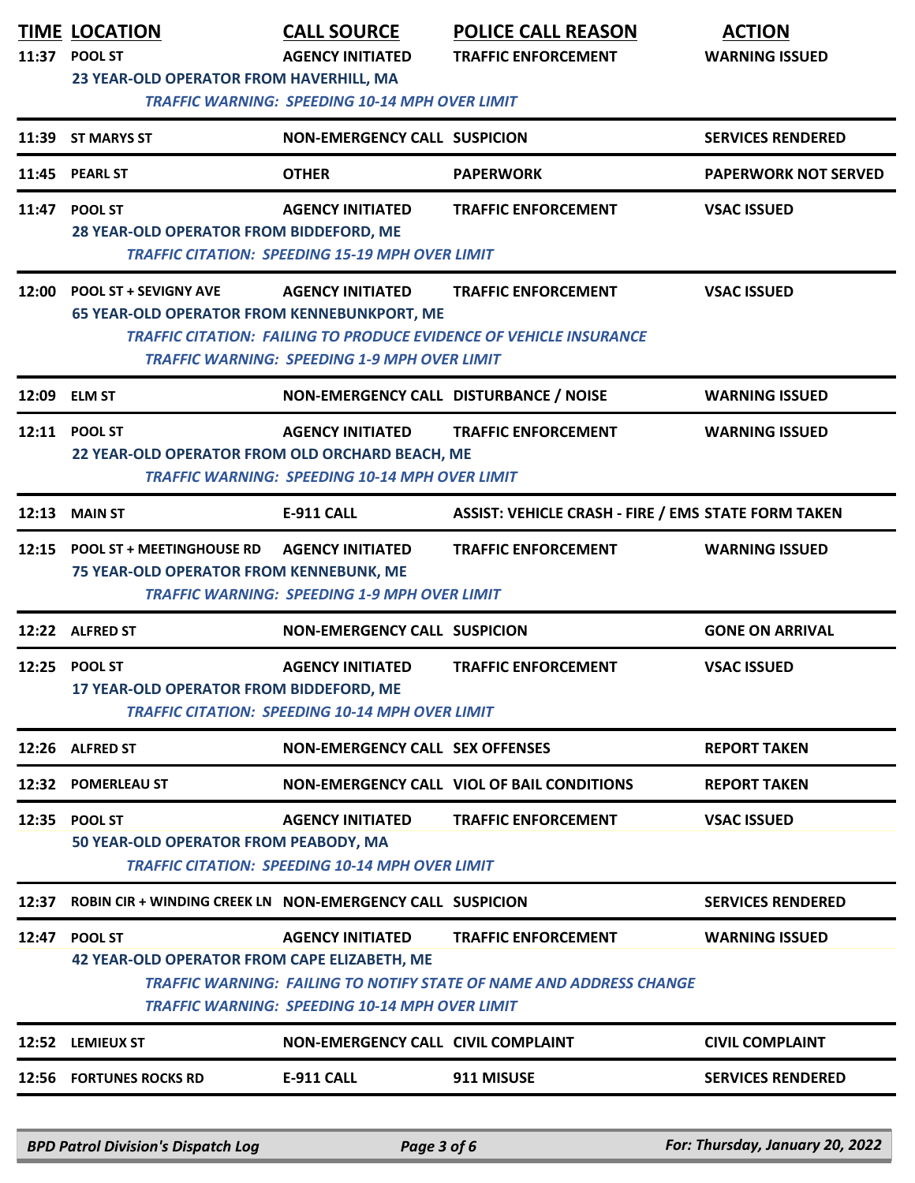| TIME | LOCATION | CALL SOURCE | POLICE CALL REASON | ACTION |
|---|---|---|---|---|
| 11:37 | POOL ST | AGENCY INITIATED | TRAFFIC ENFORCEMENT | WARNING ISSUED |
| | 23 YEAR-OLD OPERATOR FROM HAVERHILL, MA | | | |
| | *TRAFFIC WARNING: SPEEDING 10-14 MPH OVER LIMIT* | | | |
| 11:39 | ST MARYS ST | NON-EMERGENCY CALL | SUSPICION | SERVICES RENDERED |
| 11:45 | PEARL ST | OTHER | PAPERWORK | PAPERWORK NOT SERVED |
| 11:47 | POOL ST | AGENCY INITIATED | TRAFFIC ENFORCEMENT | VSAC ISSUED |
| | 28 YEAR-OLD OPERATOR FROM BIDDEFORD, ME | | | |
| | *TRAFFIC CITATION: SPEEDING 15-19 MPH OVER LIMIT* | | | |
| 12:00 | POOL ST + SEVIGNY AVE | AGENCY INITIATED | TRAFFIC ENFORCEMENT | VSAC ISSUED |
| | 65 YEAR-OLD OPERATOR FROM KENNEBUNKPORT, ME | | | |
| | *TRAFFIC CITATION: FAILING TO PRODUCE EVIDENCE OF VEHICLE INSURANCE* | | | |
| | *TRAFFIC WARNING: SPEEDING 1-9 MPH OVER LIMIT* | | | |
| 12:09 | ELM ST | NON-EMERGENCY CALL | DISTURBANCE / NOISE | WARNING ISSUED |
| 12:11 | POOL ST | AGENCY INITIATED | TRAFFIC ENFORCEMENT | WARNING ISSUED |
| | 22 YEAR-OLD OPERATOR FROM OLD ORCHARD BEACH, ME | | | |
| | *TRAFFIC WARNING: SPEEDING 10-14 MPH OVER LIMIT* | | | |
| 12:13 | MAIN ST | E-911 CALL | ASSIST: VEHICLE CRASH - FIRE / EMS | STATE FORM TAKEN |
| 12:15 | POOL ST + MEETINGHOUSE RD | AGENCY INITIATED | TRAFFIC ENFORCEMENT | WARNING ISSUED |
| | 75 YEAR-OLD OPERATOR FROM KENNEBUNK, ME | | | |
| | *TRAFFIC WARNING: SPEEDING 1-9 MPH OVER LIMIT* | | | |
| 12:22 | ALFRED ST | NON-EMERGENCY CALL | SUSPICION | GONE ON ARRIVAL |
| 12:25 | POOL ST | AGENCY INITIATED | TRAFFIC ENFORCEMENT | VSAC ISSUED |
| | 17 YEAR-OLD OPERATOR FROM BIDDEFORD, ME | | | |
| | *TRAFFIC CITATION: SPEEDING 10-14 MPH OVER LIMIT* | | | |
| 12:26 | ALFRED ST | NON-EMERGENCY CALL | SEX OFFENSES | REPORT TAKEN |
| 12:32 | POMERLEAU ST | NON-EMERGENCY CALL | VIOL OF BAIL CONDITIONS | REPORT TAKEN |
| 12:35 | POOL ST | AGENCY INITIATED | TRAFFIC ENFORCEMENT | VSAC ISSUED |
| | 50 YEAR-OLD OPERATOR FROM PEABODY, MA | | | |
| | *TRAFFIC CITATION: SPEEDING 10-14 MPH OVER LIMIT* | | | |
| 12:37 | ROBIN CIR + WINDING CREEK LN | NON-EMERGENCY CALL | SUSPICION | SERVICES RENDERED |
| 12:47 | POOL ST | AGENCY INITIATED | TRAFFIC ENFORCEMENT | WARNING ISSUED |
| | 42 YEAR-OLD OPERATOR FROM CAPE ELIZABETH, ME | | | |
| | *TRAFFIC WARNING: FAILING TO NOTIFY STATE OF NAME AND ADDRESS CHANGE* | | | |
| | *TRAFFIC WARNING: SPEEDING 10-14 MPH OVER LIMIT* | | | |
| 12:52 | LEMIEUX ST | NON-EMERGENCY CALL | CIVIL COMPLAINT | CIVIL COMPLAINT |
| 12:56 | FORTUNES ROCKS RD | E-911 CALL | 911 MISUSE | SERVICES RENDERED |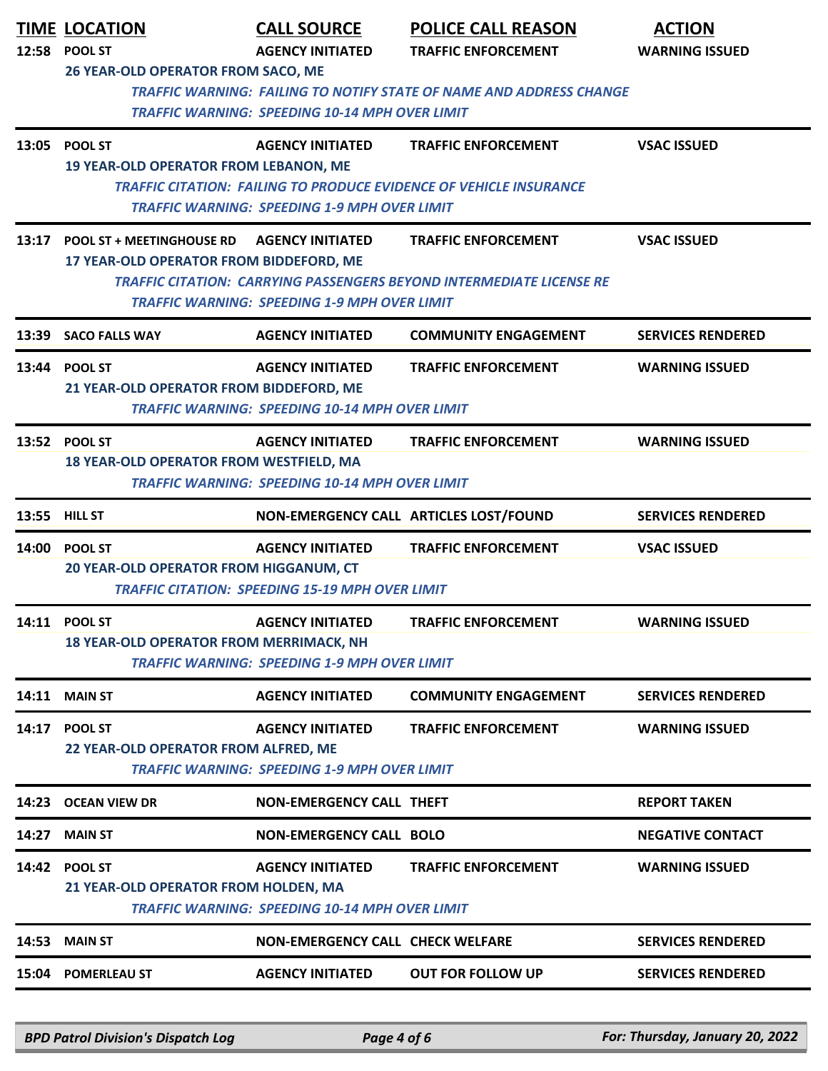| TIME | LOCATION | CALL SOURCE | POLICE CALL REASON | ACTION |
|---|---|---|---|---|
| 12:58 | POOL ST | AGENCY INITIATED | TRAFFIC ENFORCEMENT | WARNING ISSUED |
| | 26 YEAR-OLD OPERATOR FROM SACO, ME | | | |
| | *TRAFFIC WARNING: FAILING TO NOTIFY STATE OF NAME AND ADDRESS CHANGE* | | | |
| | *TRAFFIC WARNING: SPEEDING 10-14 MPH OVER LIMIT* | | | |
| 13:05 | POOL ST | AGENCY INITIATED | TRAFFIC ENFORCEMENT | VSAC ISSUED |
| | 19 YEAR-OLD OPERATOR FROM LEBANON, ME | | | |
| | *TRAFFIC CITATION: FAILING TO PRODUCE EVIDENCE OF VEHICLE INSURANCE* | | | |
| | *TRAFFIC WARNING: SPEEDING 1-9 MPH OVER LIMIT* | | | |
| 13:17 | POOL ST + MEETINGHOUSE RD | AGENCY INITIATED | TRAFFIC ENFORCEMENT | VSAC ISSUED |
| | 17 YEAR-OLD OPERATOR FROM BIDDEFORD, ME | | | |
| | *TRAFFIC CITATION: CARRYING PASSENGERS BEYOND INTERMEDIATE LICENSE RE* | | | |
| | *TRAFFIC WARNING: SPEEDING 1-9 MPH OVER LIMIT* | | | |
| 13:39 | SACO FALLS WAY | AGENCY INITIATED | COMMUNITY ENGAGEMENT | SERVICES RENDERED |
| 13:44 | POOL ST | AGENCY INITIATED | TRAFFIC ENFORCEMENT | WARNING ISSUED |
| | 21 YEAR-OLD OPERATOR FROM BIDDEFORD, ME | | | |
| | *TRAFFIC WARNING: SPEEDING 10-14 MPH OVER LIMIT* | | | |
| 13:52 | POOL ST | AGENCY INITIATED | TRAFFIC ENFORCEMENT | WARNING ISSUED |
| | 18 YEAR-OLD OPERATOR FROM WESTFIELD, MA | | | |
| | *TRAFFIC WARNING: SPEEDING 10-14 MPH OVER LIMIT* | | | |
| 13:55 | HILL ST | NON-EMERGENCY CALL | ARTICLES LOST/FOUND | SERVICES RENDERED |
| 14:00 | POOL ST | AGENCY INITIATED | TRAFFIC ENFORCEMENT | VSAC ISSUED |
| | 20 YEAR-OLD OPERATOR FROM HIGGANUM, CT | | | |
| | *TRAFFIC CITATION: SPEEDING 15-19 MPH OVER LIMIT* | | | |
| 14:11 | POOL ST | AGENCY INITIATED | TRAFFIC ENFORCEMENT | WARNING ISSUED |
| | 18 YEAR-OLD OPERATOR FROM MERRIMACK, NH | | | |
| | *TRAFFIC WARNING: SPEEDING 1-9 MPH OVER LIMIT* | | | |
| 14:11 | MAIN ST | AGENCY INITIATED | COMMUNITY ENGAGEMENT | SERVICES RENDERED |
| 14:17 | POOL ST | AGENCY INITIATED | TRAFFIC ENFORCEMENT | WARNING ISSUED |
| | 22 YEAR-OLD OPERATOR FROM ALFRED, ME | | | |
| | *TRAFFIC WARNING: SPEEDING 1-9 MPH OVER LIMIT* | | | |
| 14:23 | OCEAN VIEW DR | NON-EMERGENCY CALL | THEFT | REPORT TAKEN |
| 14:27 | MAIN ST | NON-EMERGENCY CALL | BOLO | NEGATIVE CONTACT |
| 14:42 | POOL ST | AGENCY INITIATED | TRAFFIC ENFORCEMENT | WARNING ISSUED |
| | 21 YEAR-OLD OPERATOR FROM HOLDEN, MA | | | |
| | *TRAFFIC WARNING: SPEEDING 10-14 MPH OVER LIMIT* | | | |
| 14:53 | MAIN ST | NON-EMERGENCY CALL | CHECK WELFARE | SERVICES RENDERED |
| 15:04 | POMERLEAU ST | AGENCY INITIATED | OUT FOR FOLLOW UP | SERVICES RENDERED |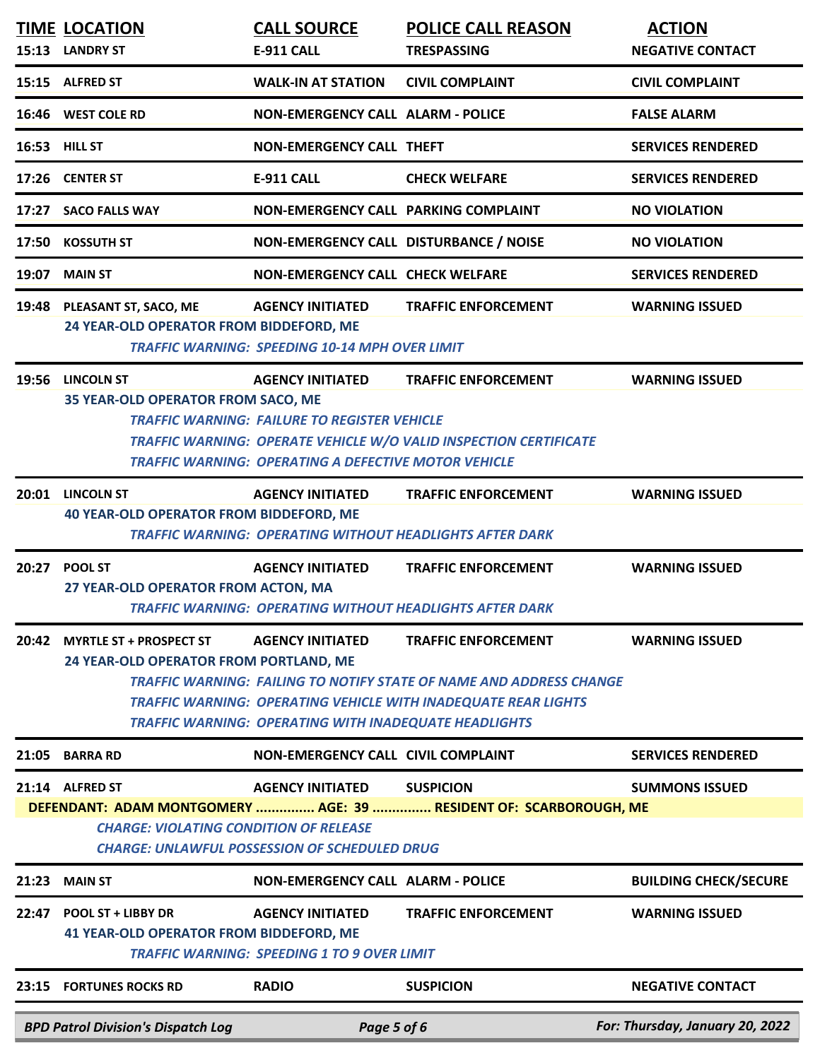| TIME | LOCATION | CALL SOURCE | POLICE CALL REASON | ACTION |
|---|---|---|---|---|
| 15:13 | LANDRY ST | E-911 CALL | TRESPASSING | NEGATIVE CONTACT |
| 15:15 | ALFRED ST | WALK-IN AT STATION | CIVIL COMPLAINT | CIVIL COMPLAINT |
| 16:46 | WEST COLE RD | NON-EMERGENCY CALL | ALARM - POLICE | FALSE ALARM |
| 16:53 | HILL ST | NON-EMERGENCY CALL | THEFT | SERVICES RENDERED |
| 17:26 | CENTER ST | E-911 CALL | CHECK WELFARE | SERVICES RENDERED |
| 17:27 | SACO FALLS WAY | NON-EMERGENCY CALL | PARKING COMPLAINT | NO VIOLATION |
| 17:50 | KOSSUTH ST | NON-EMERGENCY CALL | DISTURBANCE / NOISE | NO VIOLATION |
| 19:07 | MAIN ST | NON-EMERGENCY CALL | CHECK WELFARE | SERVICES RENDERED |
| 19:48 | PLEASANT ST, SACO, ME | AGENCY INITIATED | TRAFFIC ENFORCEMENT | WARNING ISSUED |
| | 24 YEAR-OLD OPERATOR FROM BIDDEFORD, ME<br>*TRAFFIC WARNING: SPEEDING 10-14 MPH OVER LIMIT* | | | |
| 19:56 | LINCOLN ST | AGENCY INITIATED | TRAFFIC ENFORCEMENT | WARNING ISSUED |
| | 35 YEAR-OLD OPERATOR FROM SACO, ME<br>*TRAFFIC WARNING: FAILURE TO REGISTER VEHICLE*<br>*TRAFFIC WARNING: OPERATE VEHICLE W/O VALID INSPECTION CERTIFICATE*<br>*TRAFFIC WARNING: OPERATING A DEFECTIVE MOTOR VEHICLE* | | | |
| 20:01 | LINCOLN ST | AGENCY INITIATED | TRAFFIC ENFORCEMENT | WARNING ISSUED |
| | 40 YEAR-OLD OPERATOR FROM BIDDEFORD, ME<br>*TRAFFIC WARNING: OPERATING WITHOUT HEADLIGHTS AFTER DARK* | | | |
| 20:27 | POOL ST | AGENCY INITIATED | TRAFFIC ENFORCEMENT | WARNING ISSUED |
| | 27 YEAR-OLD OPERATOR FROM ACTON, MA<br>*TRAFFIC WARNING: OPERATING WITHOUT HEADLIGHTS AFTER DARK* | | | |
| 20:42 | MYRTLE ST + PROSPECT ST | AGENCY INITIATED | TRAFFIC ENFORCEMENT | WARNING ISSUED |
| | 24 YEAR-OLD OPERATOR FROM PORTLAND, ME<br>*TRAFFIC WARNING: FAILING TO NOTIFY STATE OF NAME AND ADDRESS CHANGE*<br>*TRAFFIC WARNING: OPERATING VEHICLE WITH INADEQUATE REAR LIGHTS*<br>*TRAFFIC WARNING: OPERATING WITH INADEQUATE HEADLIGHTS* | | | |
| 21:05 | BARRA RD | NON-EMERGENCY CALL | CIVIL COMPLAINT | SERVICES RENDERED |
| 21:14 | ALFRED ST | AGENCY INITIATED | SUSPICION | SUMMONS ISSUED |
| | DEFENDANT: ADAM MONTGOMERY ............... AGE: 39 ............... RESIDENT OF: SCARBOROUGH, ME<br>*CHARGE: VIOLATING CONDITION OF RELEASE*<br>*CHARGE: UNLAWFUL POSSESSION OF SCHEDULED DRUG* | | | |
| 21:23 | MAIN ST | NON-EMERGENCY CALL | ALARM - POLICE | BUILDING CHECK/SECURE |
| 22:47 | POOL ST + LIBBY DR | AGENCY INITIATED | TRAFFIC ENFORCEMENT | WARNING ISSUED |
| | 41 YEAR-OLD OPERATOR FROM BIDDEFORD, ME<br>*TRAFFIC WARNING: SPEEDING 1 TO 9 OVER LIMIT* | | | |
| 23:15 | FORTUNES ROCKS RD | RADIO | SUSPICION | NEGATIVE CONTACT |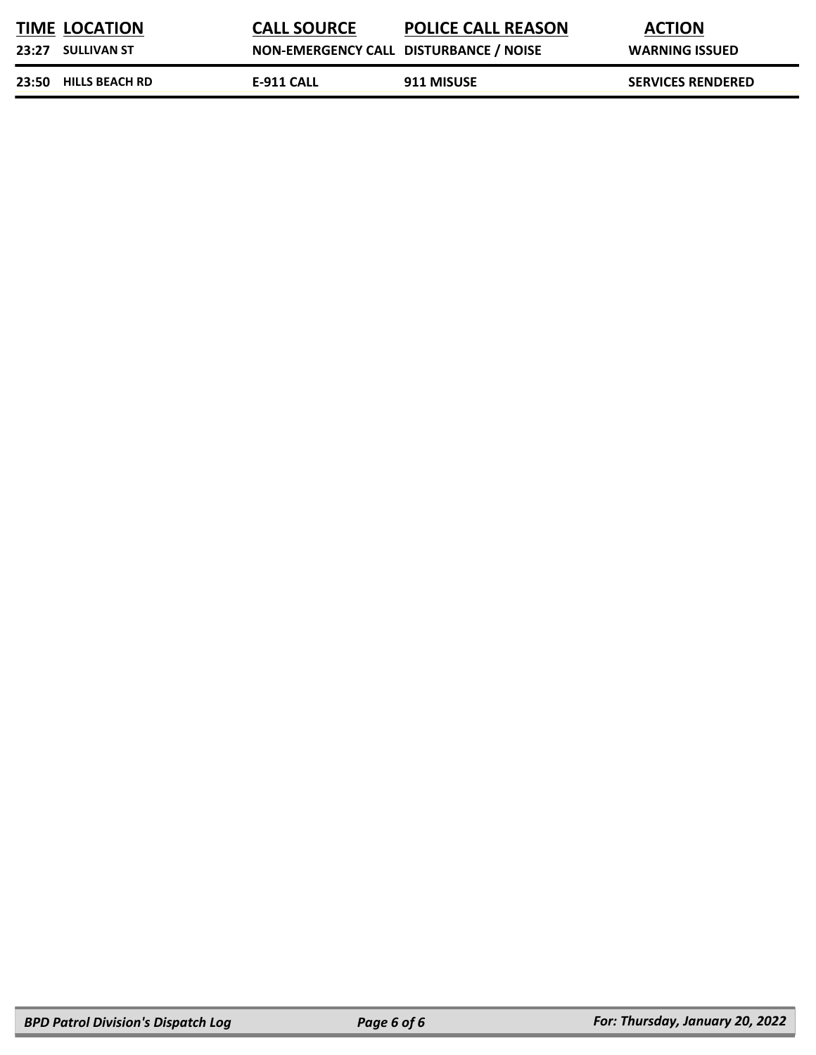| TIME | LOCATION | CALL SOURCE | POLICE CALL REASON | ACTION |
| --- | --- | --- | --- | --- |
| 23:27 | SULLIVAN ST | NON-EMERGENCY CALL | DISTURBANCE / NOISE | WARNING ISSUED |
| 23:50 | HILLS BEACH RD | E-911 CALL | 911 MISUSE | SERVICES RENDERED |